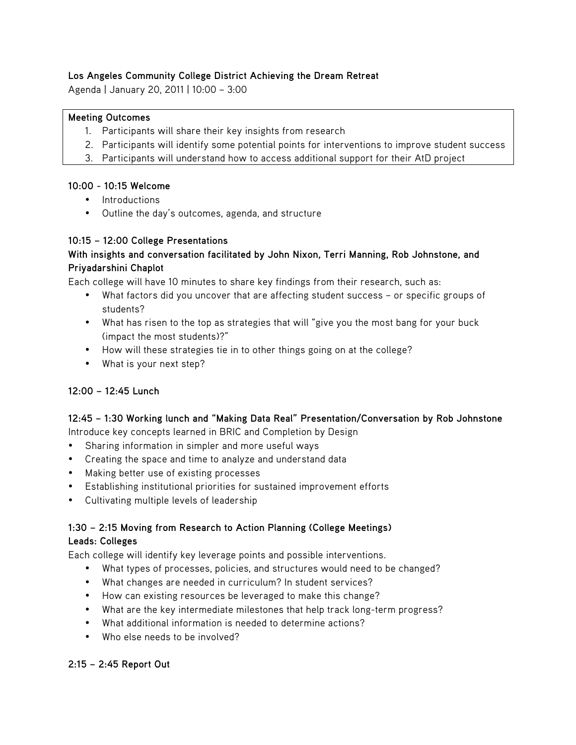**Los Angeles Community College District Achieving the Dream Retreat**

Agenda | January 20, 2011 | 10:00 – 3:00

**Meeting Outcomes**

1. Participants will share their key insights from research
2. Participants will identify some potential points for interventions to improve student success
3. Participants will understand how to access additional support for their AtD project

**10:00 - 10:15 Welcome**

- Introductions
- Outline the day's outcomes, agenda, and structure

**10:15 – 12:00 College Presentations**

**With insights and conversation facilitated by John Nixon, Terri Manning, Rob Johnstone, and Priyadarshini Chaplot**

Each college will have 10 minutes to share key findings from their research, such as:

- What factors did you uncover that are affecting student success – or specific groups of students?
- What has risen to the top as strategies that will "give you the most bang for your buck (impact the most students)?"
- How will these strategies tie in to other things going on at the college?
- What is your next step?

**12:00 – 12:45 Lunch**

**12:45 – 1:30 Working lunch and "Making Data Real" Presentation/Conversation by Rob Johnstone**

Introduce key concepts learned in BRIC and Completion by Design

- Sharing information in simpler and more useful ways
- Creating the space and time to analyze and understand data
- Making better use of existing processes
- Establishing institutional priorities for sustained improvement efforts
- Cultivating multiple levels of leadership

**1:30 – 2:15 Moving from Research to Action Planning (College Meetings)**

**Leads: Colleges**

Each college will identify key leverage points and possible interventions.

- What types of processes, policies, and structures would need to be changed?
- What changes are needed in curriculum? In student services?
- How can existing resources be leveraged to make this change?
- What are the key intermediate milestones that help track long-term progress?
- What additional information is needed to determine actions?
- Who else needs to be involved?

**2:15 – 2:45 Report Out**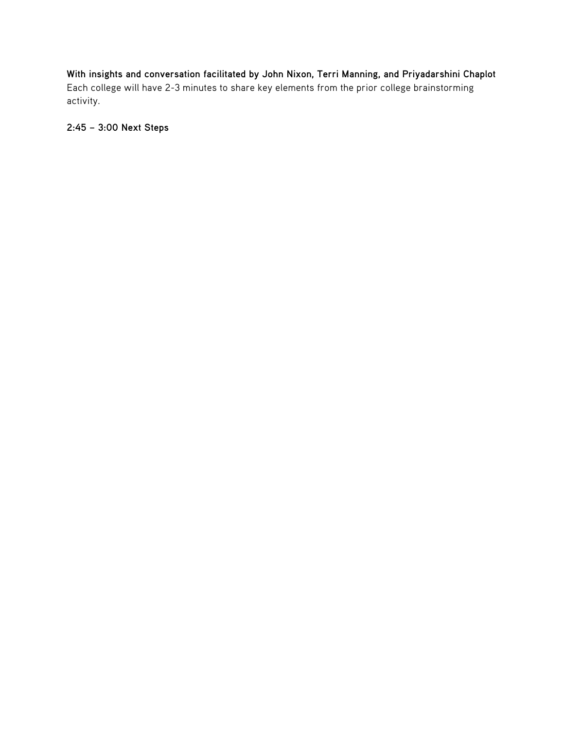**With insights and conversation facilitated by John Nixon, Terri Manning, and Priyadarshini Chaplot**
Each college will have 2-3 minutes to share key elements from the prior college brainstorming activity.

**2:45 – 3:00 Next Steps**